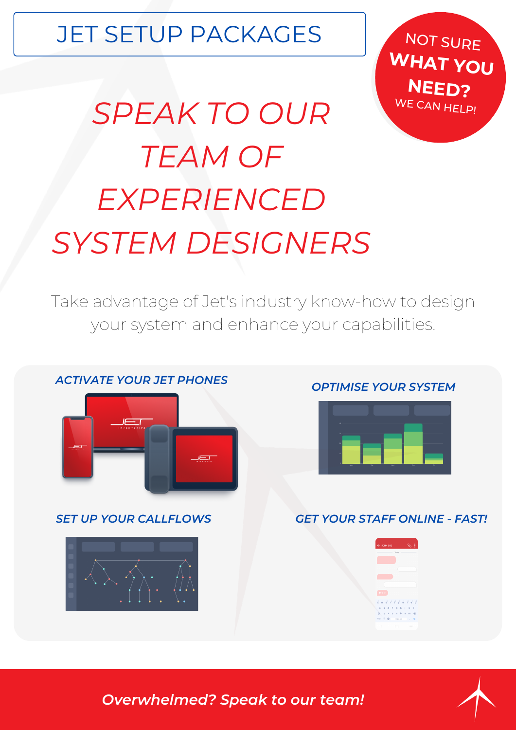# JET SETUP PACKAGES

NOT SURE **WHAT YOU NEED?** WE CAN HELP!

## *SPEAK TO OUR TEAM OF EXPERIENCED SYSTEM DESIGNERS*

Take advantage of Jet's industry know-how to design your system and enhance your capabilities.

***ACTIVATE YOUR JET PHONES***

***OPTIMISE YOUR SYSTEM***

***SET UP YOUR CALLFLOWS***

***GET YOUR STAFF ONLINE - FAST!***

***Overwhelmed? Speak to our team!***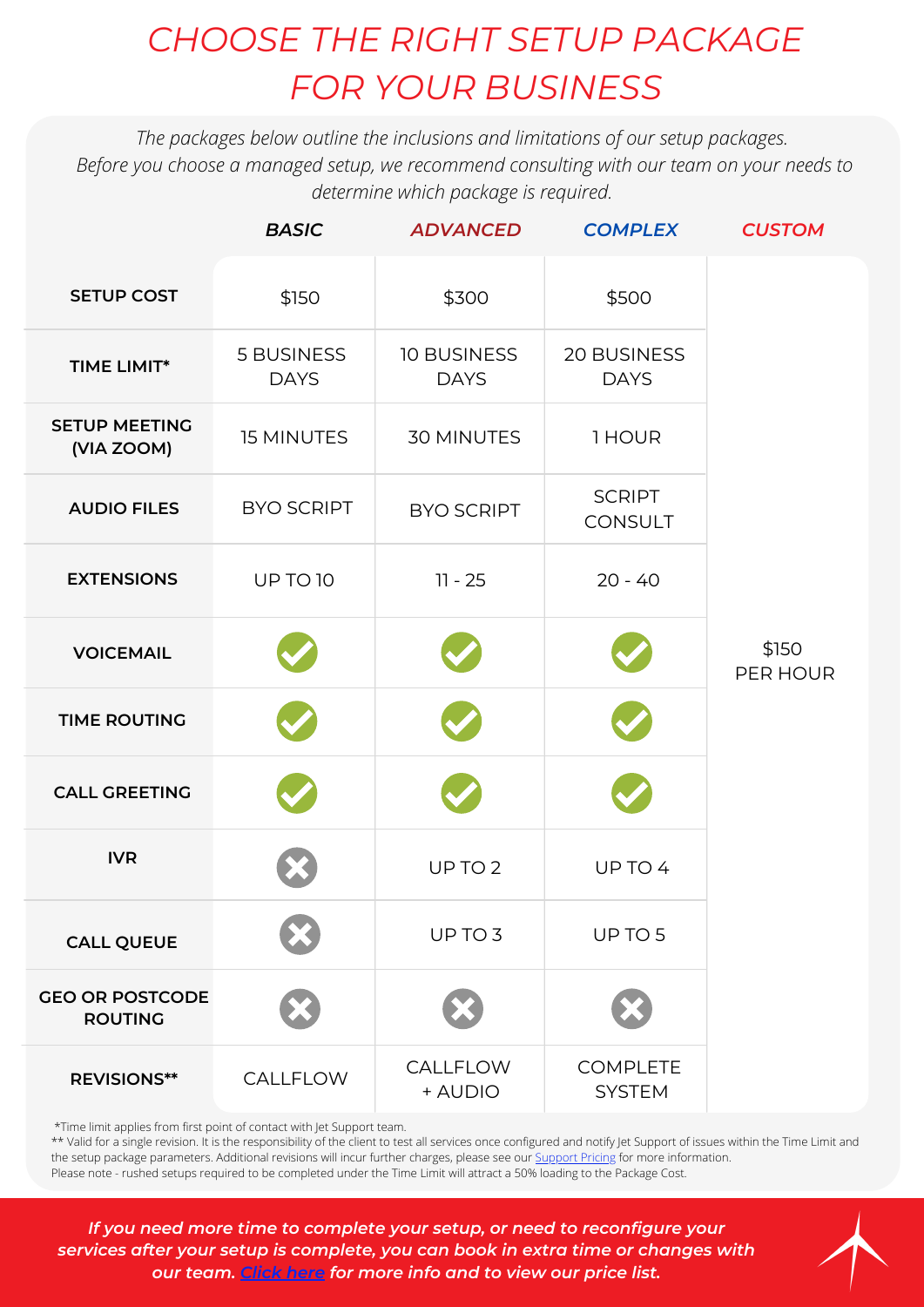# *CHOOSE THE RIGHT SETUP PACKAGE FOR YOUR BUSINESS*

*The packages below outline the inclusions and limitations of our setup packages. Before you choose a managed setup, we recommend consulting with our team on your needs to determine which package is required.*

| | *BASIC* | *ADVANCED* | *COMPLEX* | *CUSTOM* |
|---|---|---|---|---|
| **SETUP COST** | $150 | $300 | $500 | $150 PER HOUR |
| **TIME LIMIT*** | 5 BUSINESS DAYS | 10 BUSINESS DAYS | 20 BUSINESS DAYS | |
| **SETUP MEETING (VIA ZOOM)** | 15 MINUTES | 30 MINUTES | 1 HOUR | |
| **AUDIO FILES** | BYO SCRIPT | BYO SCRIPT | SCRIPT CONSULT | |
| **EXTENSIONS** | UP TO 10 | 11 - 25 | 20 - 40 | |
| **VOICEMAIL** | ✔ | ✔ | ✔ | |
| **TIME ROUTING** | ✔ | ✔ | ✔ | |
| **CALL GREETING** | ✔ | ✔ | ✔ | |
| **IVR** | ✘ | UP TO 2 | UP TO 4 | |
| **CALL QUEUE** | ✘ | UP TO 3 | UP TO 5 | |
| **GEO OR POSTCODE ROUTING** | ✘ | ✘ | ✘ | |
| **REVISIONS**** | CALLFLOW | CALLFLOW + AUDIO | COMPLETE SYSTEM | |

*Time limit applies from first point of contact with Jet Support team.

** Valid for a single revision. It is the responsibility of the client to test all services once configured and notify Jet Support of issues within the Time Limit and the setup package parameters. Additional revisions will incur further charges, please see our Support Pricing for more information.

Please note - rushed setups required to be completed under the Time Limit will attract a 50% loading to the Package Cost.

***If you need more time to complete your setup, or need to reconfigure your services after your setup is complete, you can book in extra time or changes with our team. Click here for more info and to view our price list.***